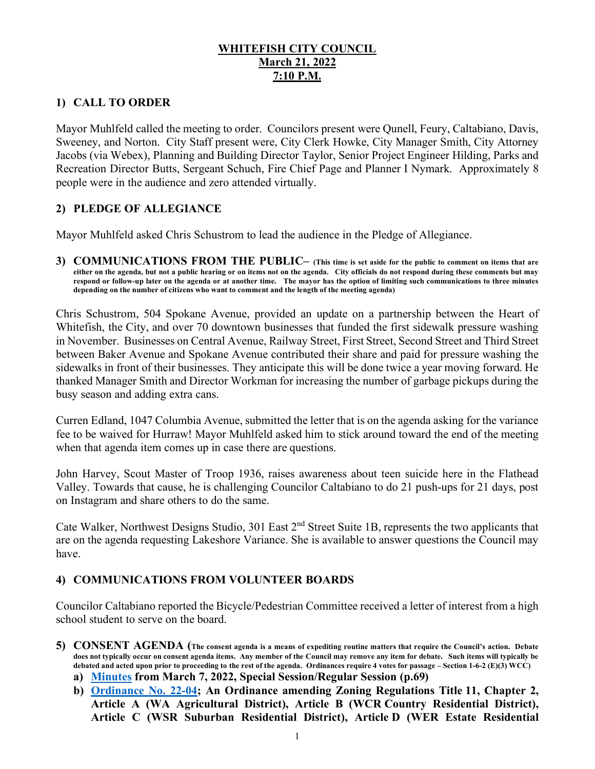**WHITEFISH CITY COUNCIL**
**March 21, 2022**
**7:10 P.M.**

## 1) CALL TO ORDER

Mayor Muhlfeld called the meeting to order. Councilors present were Qunell, Feury, Caltabiano, Davis, Sweeney, and Norton. City Staff present were, City Clerk Howke, City Manager Smith, City Attorney Jacobs (via Webex), Planning and Building Director Taylor, Senior Project Engineer Hilding, Parks and Recreation Director Butts, Sergeant Schuch, Fire Chief Page and Planner I Nymark. Approximately 8 people were in the audience and zero attended virtually.

## 2) PLEDGE OF ALLEGIANCE

Mayor Muhlfeld asked Chris Schustrom to lead the audience in the Pledge of Allegiance.

## 3) COMMUNICATIONS FROM THE PUBLIC– (This time is set aside for the public to comment on items that are either on the agenda, but not a public hearing or on items not on the agenda. City officials do not respond during these comments but may respond or follow-up later on the agenda or at another time. The mayor has the option of limiting such communications to three minutes depending on the number of citizens who want to comment and the length of the meeting agenda)

Chris Schustrom, 504 Spokane Avenue, provided an update on a partnership between the Heart of Whitefish, the City, and over 70 downtown businesses that funded the first sidewalk pressure washing in November. Businesses on Central Avenue, Railway Street, First Street, Second Street and Third Street between Baker Avenue and Spokane Avenue contributed their share and paid for pressure washing the sidewalks in front of their businesses. They anticipate this will be done twice a year moving forward. He thanked Manager Smith and Director Workman for increasing the number of garbage pickups during the busy season and adding extra cans.

Curren Edland, 1047 Columbia Avenue, submitted the letter that is on the agenda asking for the variance fee to be waived for Hurraw! Mayor Muhlfeld asked him to stick around toward the end of the meeting when that agenda item comes up in case there are questions.

John Harvey, Scout Master of Troop 1936, raises awareness about teen suicide here in the Flathead Valley. Towards that cause, he is challenging Councilor Caltabiano to do 21 push-ups for 21 days, post on Instagram and share others to do the same.

Cate Walker, Northwest Designs Studio, 301 East 2nd Street Suite 1B, represents the two applicants that are on the agenda requesting Lakeshore Variance. She is available to answer questions the Council may have.

## 4) COMMUNICATIONS FROM VOLUNTEER BOARDS

Councilor Caltabiano reported the Bicycle/Pedestrian Committee received a letter of interest from a high school student to serve on the board.

## 5) CONSENT AGENDA (The consent agenda is a means of expediting routine matters that require the Council's action. Debate does not typically occur on consent agenda items. Any member of the Council may remove any item for debate. Such items will typically be debated and acted upon prior to proceeding to the rest of the agenda. Ordinances require 4 votes for passage – Section 1-6-2 (E)(3) WCC)

a) **Minutes from March 7, 2022, Special Session/Regular Session (p.69)**

b) **Ordinance No. 22-04; An Ordinance amending Zoning Regulations Title 11, Chapter 2, Article A (WA Agricultural District), Article B (WCR Country Residential District), Article C (WSR Suburban Residential District), Article D (WER Estate Residential**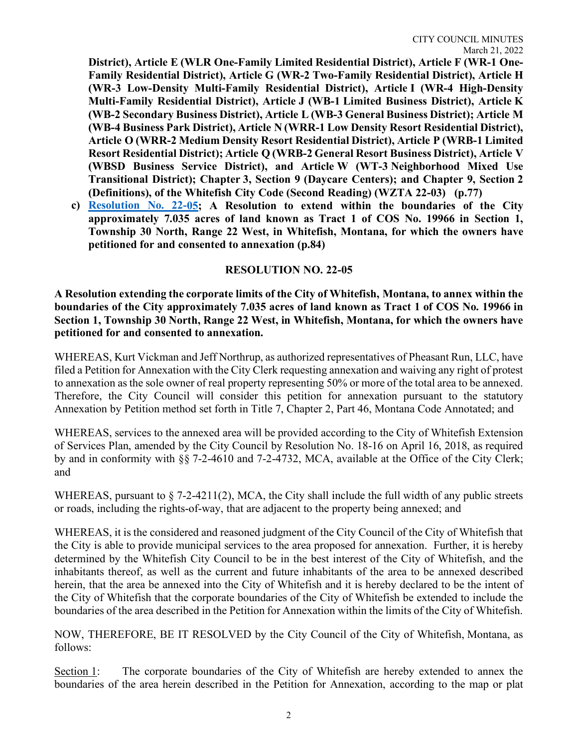**District), Article E (WLR One-Family Limited Residential District), Article F (WR-1 One-Family Residential District), Article G (WR-2 Two-Family Residential District), Article H (WR-3 Low-Density Multi-Family Residential District), Article I (WR-4 High-Density Multi-Family Residential District), Article J (WB-1 Limited Business District), Article K (WB-2 Secondary Business District), Article L (WB-3 General Business District); Article M (WB-4 Business Park District), Article N (WRR-1 Low Density Resort Residential District), Article O (WRR-2 Medium Density Resort Residential District), Article P (WRB-1 Limited Resort Residential District); Article Q (WRB-2 General Resort Business District), Article V (WBSD Business Service District), and Article W (WT-3 Neighborhood Mixed Use Transitional District); Chapter 3, Section 9 (Daycare Centers); and Chapter 9, Section 2 (Definitions), of the Whitefish City Code (Second Reading) (WZTA 22-03) (p.77)**

c) **Resolution No. 22-05; A Resolution to extend within the boundaries of the City approximately 7.035 acres of land known as Tract 1 of COS No. 19966 in Section 1, Township 30 North, Range 22 West, in Whitefish, Montana, for which the owners have petitioned for and consented to annexation (p.84)**

**RESOLUTION NO. 22-05**

**A Resolution extending the corporate limits of the City of Whitefish, Montana, to annex within the boundaries of the City approximately 7.035 acres of land known as Tract 1 of COS No. 19966 in Section 1, Township 30 North, Range 22 West, in Whitefish, Montana, for which the owners have petitioned for and consented to annexation.**

WHEREAS, Kurt Vickman and Jeff Northrup, as authorized representatives of Pheasant Run, LLC, have filed a Petition for Annexation with the City Clerk requesting annexation and waiving any right of protest to annexation as the sole owner of real property representing 50% or more of the total area to be annexed. Therefore, the City Council will consider this petition for annexation pursuant to the statutory Annexation by Petition method set forth in Title 7, Chapter 2, Part 46, Montana Code Annotated; and

WHEREAS, services to the annexed area will be provided according to the City of Whitefish Extension of Services Plan, amended by the City Council by Resolution No. 18-16 on April 16, 2018, as required by and in conformity with §§ 7-2-4610 and 7-2-4732, MCA, available at the Office of the City Clerk; and

WHEREAS, pursuant to § 7-2-4211(2), MCA, the City shall include the full width of any public streets or roads, including the rights-of-way, that are adjacent to the property being annexed; and

WHEREAS, it is the considered and reasoned judgment of the City Council of the City of Whitefish that the City is able to provide municipal services to the area proposed for annexation. Further, it is hereby determined by the Whitefish City Council to be in the best interest of the City of Whitefish, and the inhabitants thereof, as well as the current and future inhabitants of the area to be annexed described herein, that the area be annexed into the City of Whitefish and it is hereby declared to be the intent of the City of Whitefish that the corporate boundaries of the City of Whitefish be extended to include the boundaries of the area described in the Petition for Annexation within the limits of the City of Whitefish.

NOW, THEREFORE, BE IT RESOLVED by the City Council of the City of Whitefish, Montana, as follows:

Section 1: The corporate boundaries of the City of Whitefish are hereby extended to annex the boundaries of the area herein described in the Petition for Annexation, according to the map or plat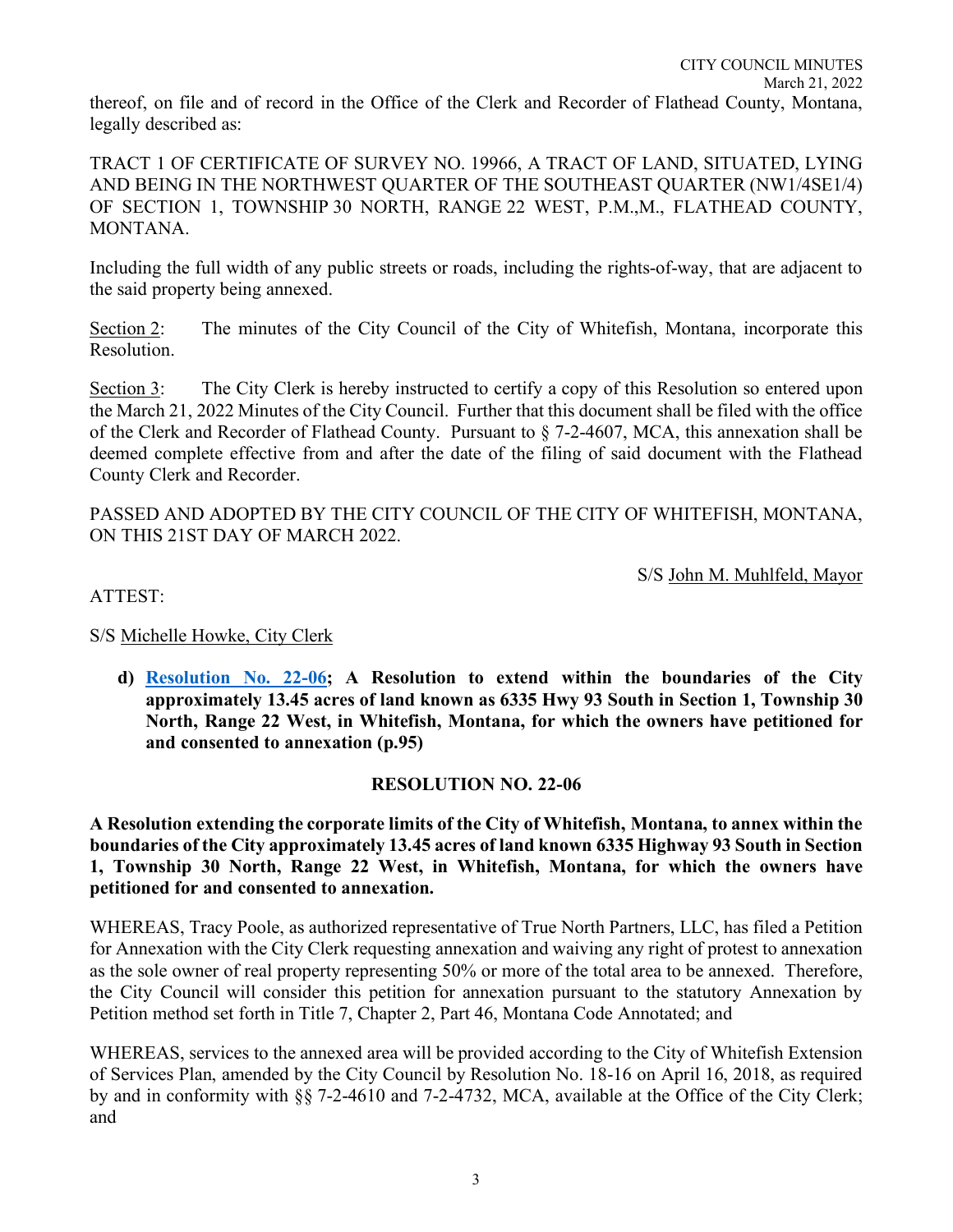thereof, on file and of record in the Office of the Clerk and Recorder of Flathead County, Montana, legally described as:

TRACT 1 OF CERTIFICATE OF SURVEY NO. 19966, A TRACT OF LAND, SITUATED, LYING AND BEING IN THE NORTHWEST QUARTER OF THE SOUTHEAST QUARTER (NW1/4SE1/4) OF SECTION 1, TOWNSHIP 30 NORTH, RANGE 22 WEST, P.M.,M., FLATHEAD COUNTY, MONTANA.

Including the full width of any public streets or roads, including the rights-of-way, that are adjacent to the said property being annexed.

Section 2: The minutes of the City Council of the City of Whitefish, Montana, incorporate this Resolution.

Section 3: The City Clerk is hereby instructed to certify a copy of this Resolution so entered upon the March 21, 2022 Minutes of the City Council. Further that this document shall be filed with the office of the Clerk and Recorder of Flathead County. Pursuant to § 7-2-4607, MCA, this annexation shall be deemed complete effective from and after the date of the filing of said document with the Flathead County Clerk and Recorder.

PASSED AND ADOPTED BY THE CITY COUNCIL OF THE CITY OF WHITEFISH, MONTANA, ON THIS 21ST DAY OF MARCH 2022.

S/S John M. Muhlfeld, Mayor

ATTEST:

S/S Michelle Howke, City Clerk

**d) Resolution No. 22-06; A Resolution to extend within the boundaries of the City approximately 13.45 acres of land known as 6335 Hwy 93 South in Section 1, Township 30 North, Range 22 West, in Whitefish, Montana, for which the owners have petitioned for and consented to annexation (p.95)**

**RESOLUTION NO. 22-06**

**A Resolution extending the corporate limits of the City of Whitefish, Montana, to annex within the boundaries of the City approximately 13.45 acres of land known 6335 Highway 93 South in Section 1, Township 30 North, Range 22 West, in Whitefish, Montana, for which the owners have petitioned for and consented to annexation.**

WHEREAS, Tracy Poole, as authorized representative of True North Partners, LLC, has filed a Petition for Annexation with the City Clerk requesting annexation and waiving any right of protest to annexation as the sole owner of real property representing 50% or more of the total area to be annexed. Therefore, the City Council will consider this petition for annexation pursuant to the statutory Annexation by Petition method set forth in Title 7, Chapter 2, Part 46, Montana Code Annotated; and

WHEREAS, services to the annexed area will be provided according to the City of Whitefish Extension of Services Plan, amended by the City Council by Resolution No. 18-16 on April 16, 2018, as required by and in conformity with §§ 7-2-4610 and 7-2-4732, MCA, available at the Office of the City Clerk; and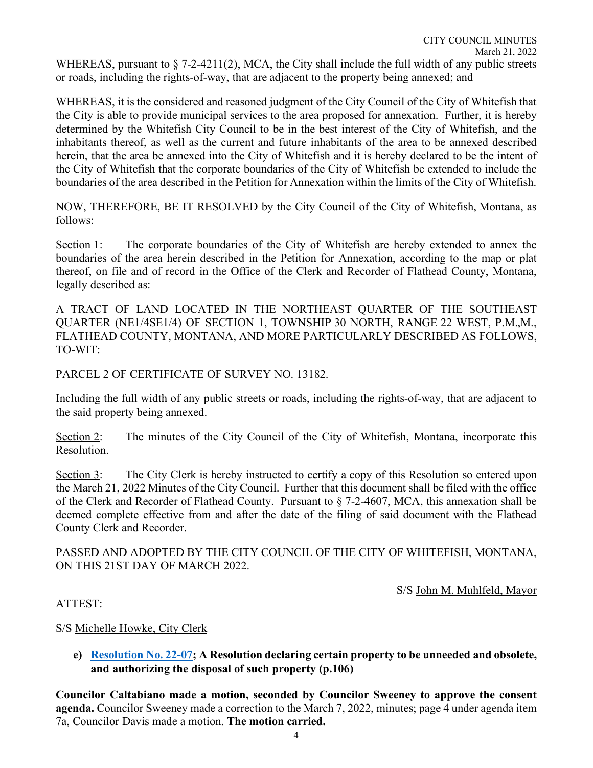WHEREAS, pursuant to § 7-2-4211(2), MCA, the City shall include the full width of any public streets or roads, including the rights-of-way, that are adjacent to the property being annexed; and

WHEREAS, it is the considered and reasoned judgment of the City Council of the City of Whitefish that the City is able to provide municipal services to the area proposed for annexation. Further, it is hereby determined by the Whitefish City Council to be in the best interest of the City of Whitefish, and the inhabitants thereof, as well as the current and future inhabitants of the area to be annexed described herein, that the area be annexed into the City of Whitefish and it is hereby declared to be the intent of the City of Whitefish that the corporate boundaries of the City of Whitefish be extended to include the boundaries of the area described in the Petition for Annexation within the limits of the City of Whitefish.

NOW, THEREFORE, BE IT RESOLVED by the City Council of the City of Whitefish, Montana, as follows:

Section 1: The corporate boundaries of the City of Whitefish are hereby extended to annex the boundaries of the area herein described in the Petition for Annexation, according to the map or plat thereof, on file and of record in the Office of the Clerk and Recorder of Flathead County, Montana, legally described as:

A TRACT OF LAND LOCATED IN THE NORTHEAST QUARTER OF THE SOUTHEAST QUARTER (NE1/4SE1/4) OF SECTION 1, TOWNSHIP 30 NORTH, RANGE 22 WEST, P.M.,M., FLATHEAD COUNTY, MONTANA, AND MORE PARTICULARLY DESCRIBED AS FOLLOWS, TO-WIT:

PARCEL 2 OF CERTIFICATE OF SURVEY NO. 13182.

Including the full width of any public streets or roads, including the rights-of-way, that are adjacent to the said property being annexed.

Section 2: The minutes of the City Council of the City of Whitefish, Montana, incorporate this Resolution.

Section 3: The City Clerk is hereby instructed to certify a copy of this Resolution so entered upon the March 21, 2022 Minutes of the City Council. Further that this document shall be filed with the office of the Clerk and Recorder of Flathead County. Pursuant to § 7-2-4607, MCA, this annexation shall be deemed complete effective from and after the date of the filing of said document with the Flathead County Clerk and Recorder.

PASSED AND ADOPTED BY THE CITY COUNCIL OF THE CITY OF WHITEFISH, MONTANA, ON THIS 21ST DAY OF MARCH 2022.

S/S John M. Muhlfeld, Mayor

ATTEST:

S/S Michelle Howke, City Clerk

**e) Resolution No. 22-07; A Resolution declaring certain property to be unneeded and obsolete, and authorizing the disposal of such property (p.106)**

**Councilor Caltabiano made a motion, seconded by Councilor Sweeney to approve the consent agenda.** Councilor Sweeney made a correction to the March 7, 2022, minutes; page 4 under agenda item 7a, Councilor Davis made a motion. **The motion carried.**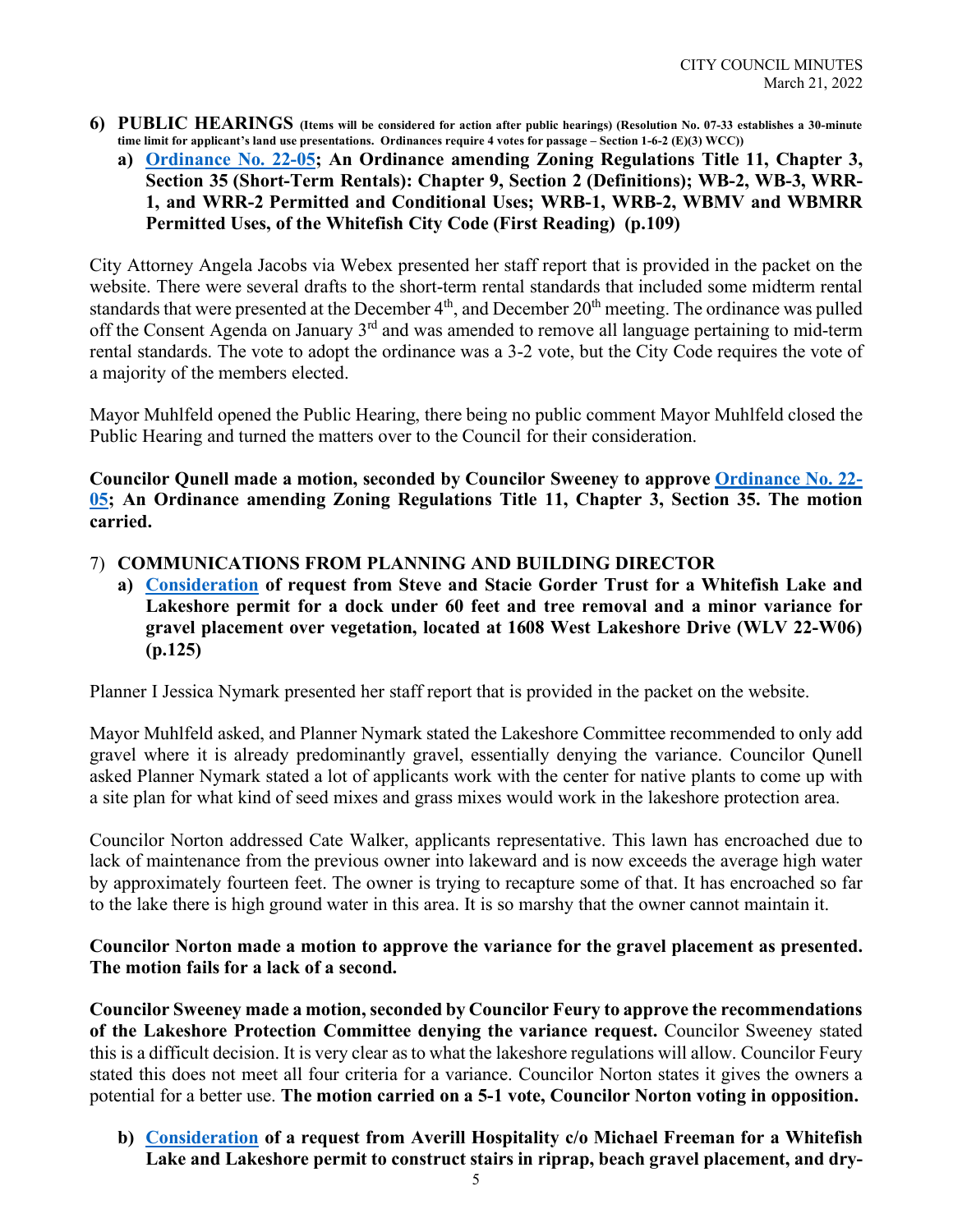**6) PUBLIC HEARINGS (Items will be considered for action after public hearings) (Resolution No. 07-33 establishes a 30-minute time limit for applicant's land use presentations. Ordinances require 4 votes for passage – Section 1-6-2 (E)(3) WCC))**

**a) Ordinance No. 22-05; An Ordinance amending Zoning Regulations Title 11, Chapter 3, Section 35 (Short-Term Rentals): Chapter 9, Section 2 (Definitions); WB-2, WB-3, WRR-1, and WRR-2 Permitted and Conditional Uses; WRB-1, WRB-2, WBMV and WBMRR Permitted Uses, of the Whitefish City Code (First Reading) (p.109)**

City Attorney Angela Jacobs via Webex presented her staff report that is provided in the packet on the website. There were several drafts to the short-term rental standards that included some midterm rental standards that were presented at the December 4th, and December 20th meeting. The ordinance was pulled off the Consent Agenda on January 3rd and was amended to remove all language pertaining to mid-term rental standards. The vote to adopt the ordinance was a 3-2 vote, but the City Code requires the vote of a majority of the members elected.

Mayor Muhlfeld opened the Public Hearing, there being no public comment Mayor Muhlfeld closed the Public Hearing and turned the matters over to the Council for their consideration.

**Councilor Qunell made a motion, seconded by Councilor Sweeney to approve Ordinance No. 22-05; An Ordinance amending Zoning Regulations Title 11, Chapter 3, Section 35. The motion carried.**

**7) COMMUNICATIONS FROM PLANNING AND BUILDING DIRECTOR**

**a) Consideration of request from Steve and Stacie Gorder Trust for a Whitefish Lake and Lakeshore permit for a dock under 60 feet and tree removal and a minor variance for gravel placement over vegetation, located at 1608 West Lakeshore Drive (WLV 22-W06) (p.125)**

Planner I Jessica Nymark presented her staff report that is provided in the packet on the website.

Mayor Muhlfeld asked, and Planner Nymark stated the Lakeshore Committee recommended to only add gravel where it is already predominantly gravel, essentially denying the variance. Councilor Qunell asked Planner Nymark stated a lot of applicants work with the center for native plants to come up with a site plan for what kind of seed mixes and grass mixes would work in the lakeshore protection area.

Councilor Norton addressed Cate Walker, applicants representative. This lawn has encroached due to lack of maintenance from the previous owner into lakeward and is now exceeds the average high water by approximately fourteen feet. The owner is trying to recapture some of that. It has encroached so far to the lake there is high ground water in this area. It is so marshy that the owner cannot maintain it.

**Councilor Norton made a motion to approve the variance for the gravel placement as presented. The motion fails for a lack of a second.**

**Councilor Sweeney made a motion, seconded by Councilor Feury to approve the recommendations of the Lakeshore Protection Committee denying the variance request.** Councilor Sweeney stated this is a difficult decision. It is very clear as to what the lakeshore regulations will allow. Councilor Feury stated this does not meet all four criteria for a variance. Councilor Norton states it gives the owners a potential for a better use. **The motion carried on a 5-1 vote, Councilor Norton voting in opposition.**

**b) Consideration of a request from Averill Hospitality c/o Michael Freeman for a Whitefish Lake and Lakeshore permit to construct stairs in riprap, beach gravel placement, and dry-**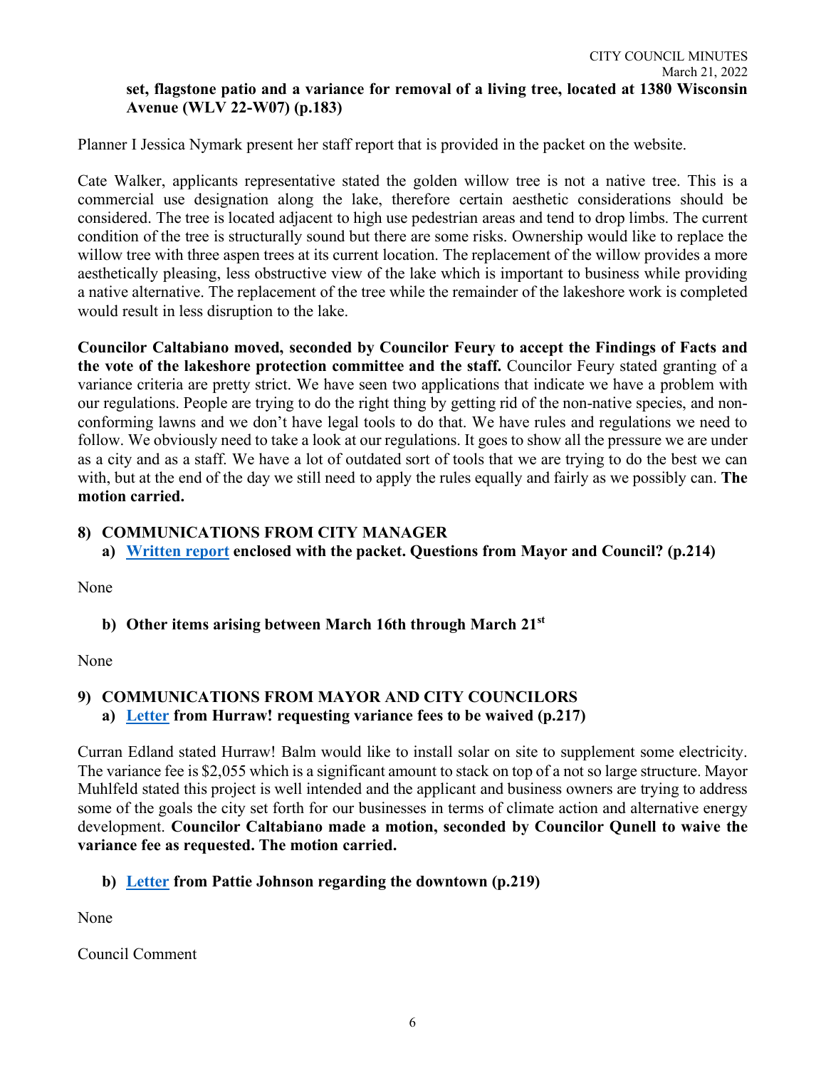**set, flagstone patio and a variance for removal of a living tree, located at 1380 Wisconsin Avenue (WLV 22-W07) (p.183)**

Planner I Jessica Nymark present her staff report that is provided in the packet on the website.

Cate Walker, applicants representative stated the golden willow tree is not a native tree. This is a commercial use designation along the lake, therefore certain aesthetic considerations should be considered. The tree is located adjacent to high use pedestrian areas and tend to drop limbs. The current condition of the tree is structurally sound but there are some risks. Ownership would like to replace the willow tree with three aspen trees at its current location. The replacement of the willow provides a more aesthetically pleasing, less obstructive view of the lake which is important to business while providing a native alternative. The replacement of the tree while the remainder of the lakeshore work is completed would result in less disruption to the lake.

**Councilor Caltabiano moved, seconded by Councilor Feury to accept the Findings of Facts and the vote of the lakeshore protection committee and the staff.** Councilor Feury stated granting of a variance criteria are pretty strict. We have seen two applications that indicate we have a problem with our regulations. People are trying to do the right thing by getting rid of the non-native species, and non-conforming lawns and we don't have legal tools to do that. We have rules and regulations we need to follow. We obviously need to take a look at our regulations. It goes to show all the pressure we are under as a city and as a staff. We have a lot of outdated sort of tools that we are trying to do the best we can with, but at the end of the day we still need to apply the rules equally and fairly as we possibly can. **The motion carried.**

## 8) COMMUNICATIONS FROM CITY MANAGER

### a) Written report enclosed with the packet. Questions from Mayor and Council? (p.214)

None

### b) Other items arising between March 16th through March 21st

None

## 9) COMMUNICATIONS FROM MAYOR AND CITY COUNCILORS

### a) Letter from Hurraw! requesting variance fees to be waived (p.217)

Curran Edland stated Hurraw! Balm would like to install solar on site to supplement some electricity. The variance fee is $2,055 which is a significant amount to stack on top of a not so large structure. Mayor Muhlfeld stated this project is well intended and the applicant and business owners are trying to address some of the goals the city set forth for our businesses in terms of climate action and alternative energy development. **Councilor Caltabiano made a motion, seconded by Councilor Qunell to waive the variance fee as requested. The motion carried.**

### b) Letter from Pattie Johnson regarding the downtown (p.219)

None

Council Comment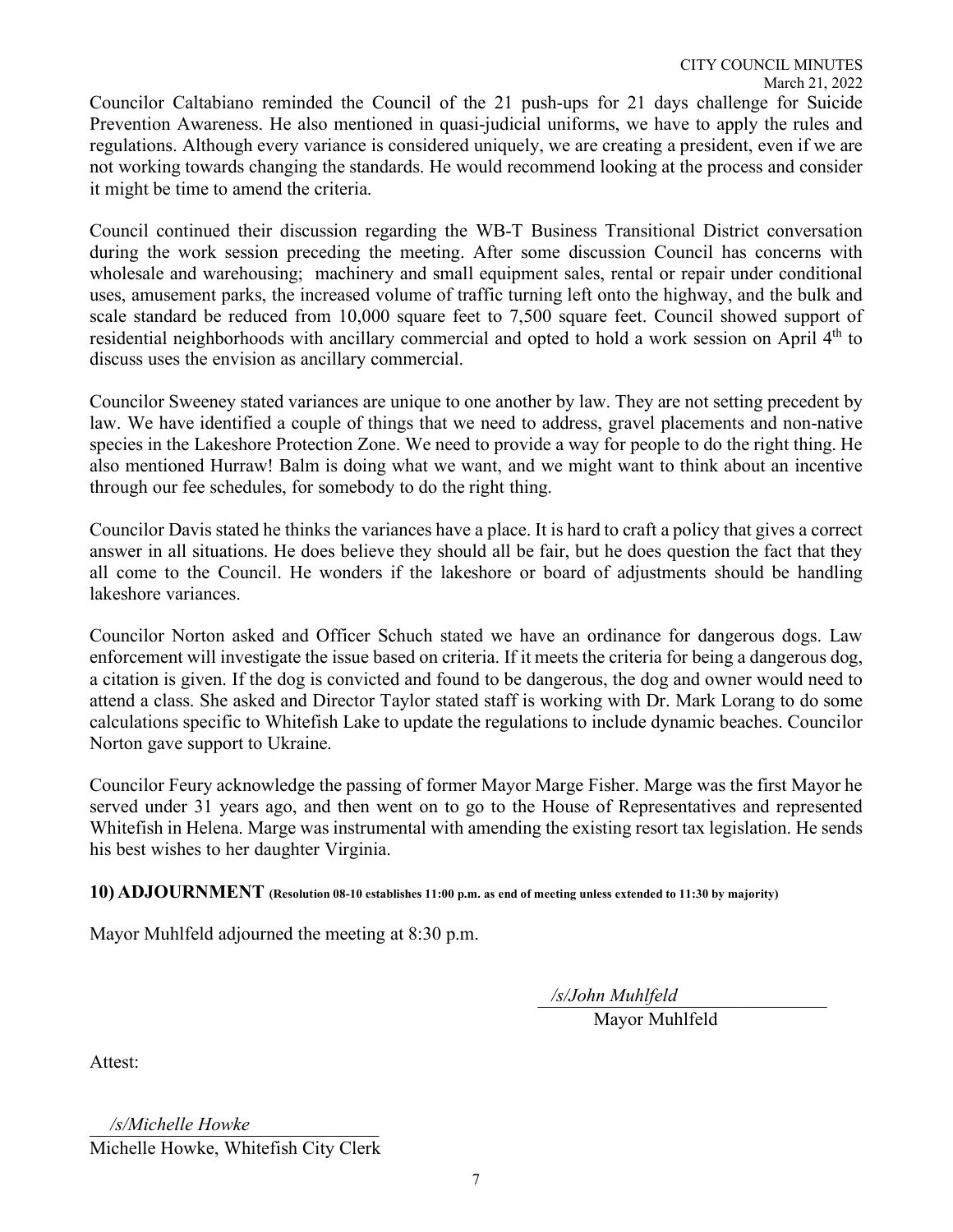Councilor Caltabiano reminded the Council of the 21 push-ups for 21 days challenge for Suicide Prevention Awareness. He also mentioned in quasi-judicial uniforms, we have to apply the rules and regulations. Although every variance is considered uniquely, we are creating a president, even if we are not working towards changing the standards. He would recommend looking at the process and consider it might be time to amend the criteria.

Council continued their discussion regarding the WB-T Business Transitional District conversation during the work session preceding the meeting. After some discussion Council has concerns with wholesale and warehousing; machinery and small equipment sales, rental or repair under conditional uses, amusement parks, the increased volume of traffic turning left onto the highway, and the bulk and scale standard be reduced from 10,000 square feet to 7,500 square feet. Council showed support of residential neighborhoods with ancillary commercial and opted to hold a work session on April 4th to discuss uses the envision as ancillary commercial.

Councilor Sweeney stated variances are unique to one another by law. They are not setting precedent by law. We have identified a couple of things that we need to address, gravel placements and non-native species in the Lakeshore Protection Zone. We need to provide a way for people to do the right thing. He also mentioned Hurraw! Balm is doing what we want, and we might want to think about an incentive through our fee schedules, for somebody to do the right thing.

Councilor Davis stated he thinks the variances have a place. It is hard to craft a policy that gives a correct answer in all situations. He does believe they should all be fair, but he does question the fact that they all come to the Council. He wonders if the lakeshore or board of adjustments should be handling lakeshore variances.

Councilor Norton asked and Officer Schuch stated we have an ordinance for dangerous dogs. Law enforcement will investigate the issue based on criteria. If it meets the criteria for being a dangerous dog, a citation is given. If the dog is convicted and found to be dangerous, the dog and owner would need to attend a class. She asked and Director Taylor stated staff is working with Dr. Mark Lorang to do some calculations specific to Whitefish Lake to update the regulations to include dynamic beaches. Councilor Norton gave support to Ukraine.

Councilor Feury acknowledge the passing of former Mayor Marge Fisher. Marge was the first Mayor he served under 31 years ago, and then went on to go to the House of Representatives and represented Whitefish in Helena. Marge was instrumental with amending the existing resort tax legislation. He sends his best wishes to her daughter Virginia.

**10) ADJOURNMENT** **(Resolution 08-10 establishes 11:00 p.m. as end of meeting unless extended to 11:30 by majority)**

Mayor Muhlfeld adjourned the meeting at 8:30 p.m.

*/s/John Muhlfeld*
Mayor Muhlfeld

Attest:

*/s/Michelle Howke*
Michelle Howke, Whitefish City Clerk